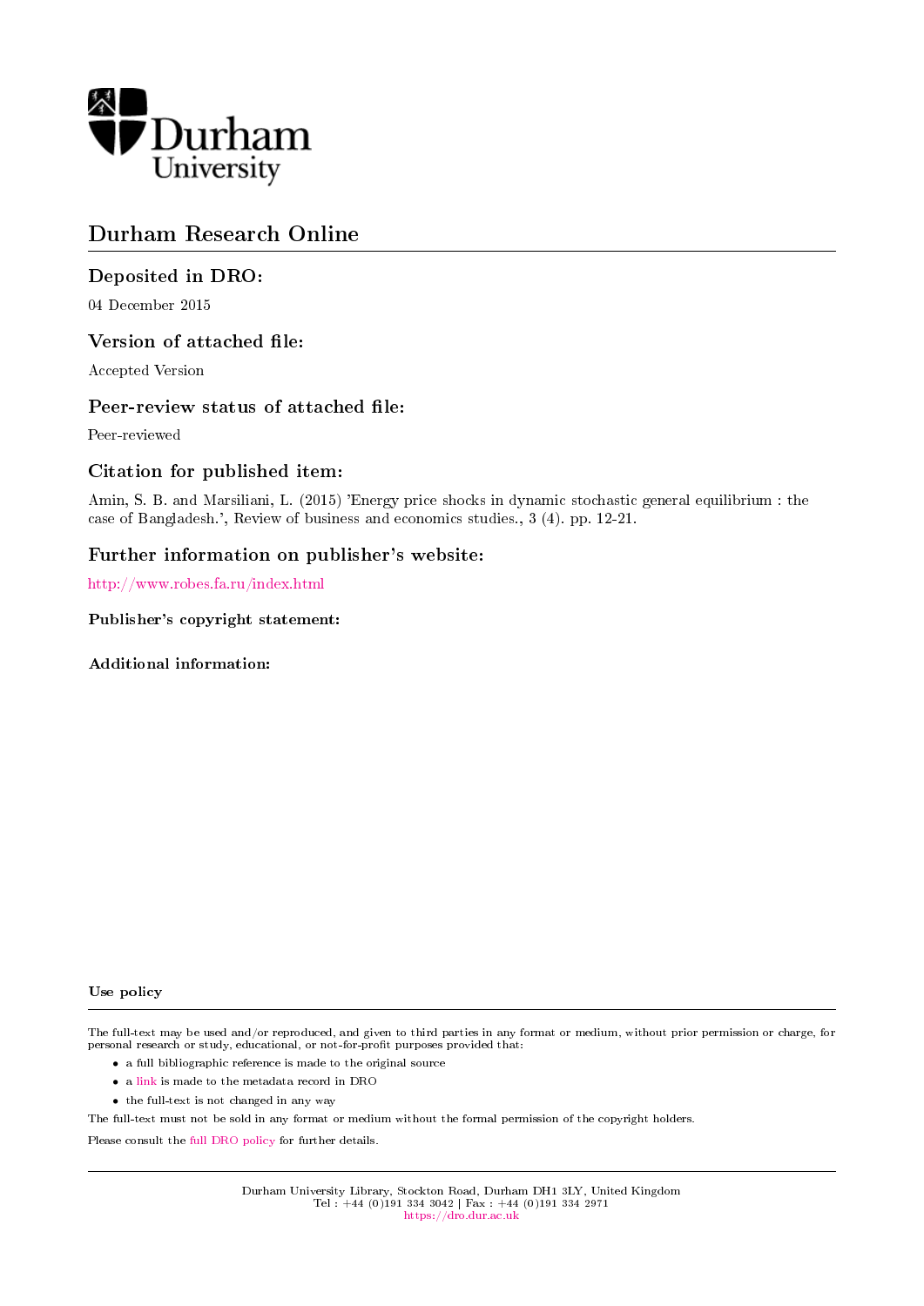Durham University

# Durham Research Online

## Deposited in DRO:

04 December 2015

## Version of attached file:

Accepted Version

## Peer-review status of attached file:

Peer-reviewed

## Citation for published item:

Amin, S. B. and Marsiliani, L. (2015) 'Energy price shocks in dynamic stochastic general equilibrium : the case of Bangladesh.', Review of business and economics studies., 3 (4). pp. 12-21.

## Further information on publisher's website:

http://www.robes.fa.ru/index.html

### Publisher's copyright statement:

### Additional information:

### Use policy

The full-text may be used and/or reproduced, and given to third parties in any format or medium, without prior permission or charge, for personal research or study, educational, or not-for-profit purposes provided that:

- a full bibliographic reference is made to the original source
- a link is made to the metadata record in DRO
- the full-text is not changed in any way

The full-text must not be sold in any format or medium without the formal permission of the copyright holders.

Please consult the full DRO policy for further details.

Durham University Library, Stockton Road, Durham DH1 3LY, United Kingdom
Tel : +44 (0)191 334 3042 | Fax : +44 (0)191 334 2971
https://dro.dur.ac.uk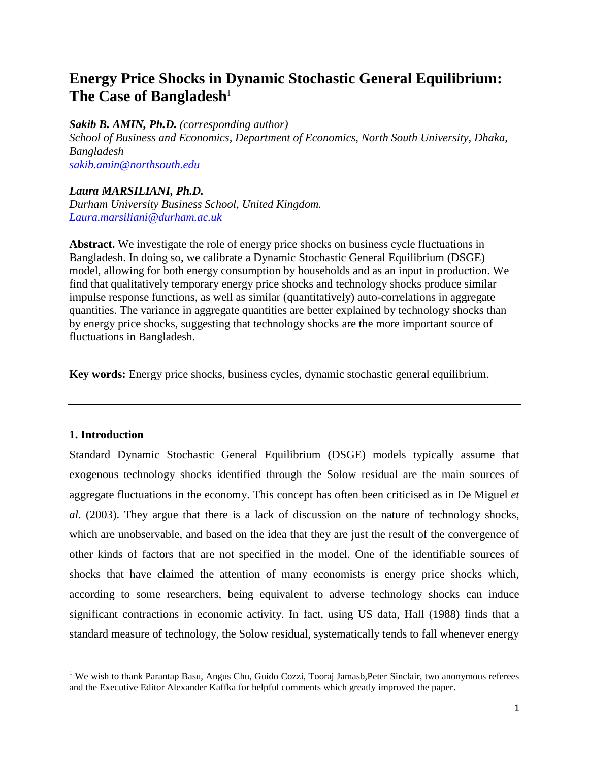# Energy Price Shocks in Dynamic Stochastic General Equilibrium: The Case of Bangladesh[1]

***Sakib B. AMIN, Ph.D.*** *(corresponding author)*
*School of Business and Economics, Department of Economics, North South University, Dhaka, Bangladesh*
[sakib.amin@northsouth.edu](mailto:sakib.amin@northsouth.edu)

***Laura MARSILIANI, Ph.D.***
*Durham University Business School, United Kingdom.*
[Laura.marsiliani@durham.ac.uk](mailto:Laura.marsiliani@durham.ac.uk)

**Abstract.** We investigate the role of energy price shocks on business cycle fluctuations in Bangladesh. In doing so, we calibrate a Dynamic Stochastic General Equilibrium (DSGE) model, allowing for both energy consumption by households and as an input in production. We find that qualitatively temporary energy price shocks and technology shocks produce similar impulse response functions, as well as similar (quantitatively) auto-correlations in aggregate quantities. The variance in aggregate quantities are better explained by technology shocks than by energy price shocks, suggesting that technology shocks are the more important source of fluctuations in Bangladesh.

**Key words:** Energy price shocks, business cycles, dynamic stochastic general equilibrium.

---

## 1. Introduction

Standard Dynamic Stochastic General Equilibrium (DSGE) models typically assume that exogenous technology shocks identified through the Solow residual are the main sources of aggregate fluctuations in the economy. This concept has often been criticised as in De Miguel *et al*. (2003). They argue that there is a lack of discussion on the nature of technology shocks, which are unobservable, and based on the idea that they are just the result of the convergence of other kinds of factors that are not specified in the model. One of the identifiable sources of shocks that have claimed the attention of many economists is energy price shocks which, according to some researchers, being equivalent to adverse technology shocks can induce significant contractions in economic activity. In fact, using US data, Hall (1988) finds that a standard measure of technology, the Solow residual, systematically tends to fall whenever energy

[1] We wish to thank Parantap Basu, Angus Chu, Guido Cozzi, Tooraj Jamasb,Peter Sinclair, two anonymous referees and the Executive Editor Alexander Kaffka for helpful comments which greatly improved the paper.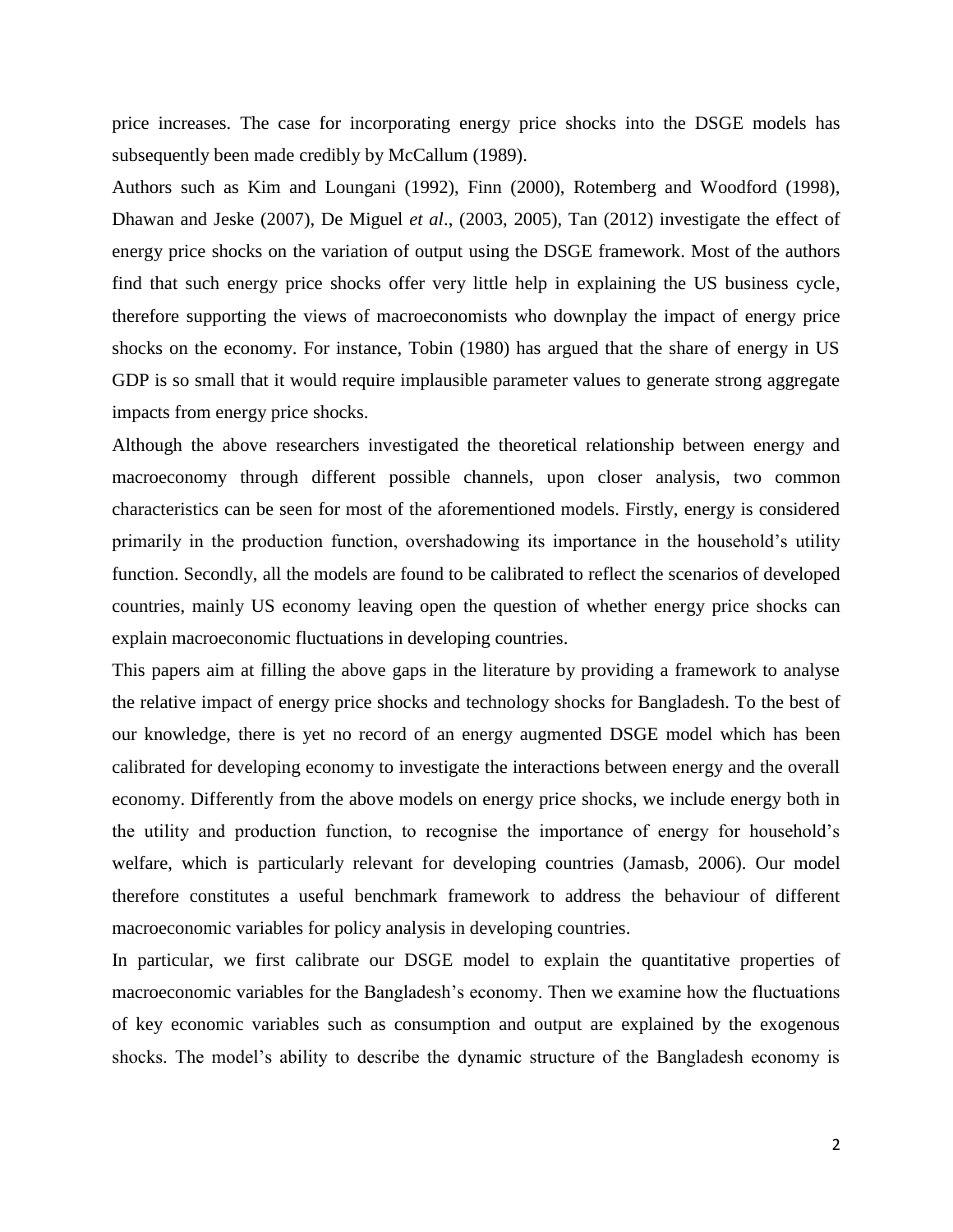price increases. The case for incorporating energy price shocks into the DSGE models has subsequently been made credibly by McCallum (1989).

Authors such as Kim and Loungani (1992), Finn (2000), Rotemberg and Woodford (1998), Dhawan and Jeske (2007), De Miguel *et al*., (2003, 2005), Tan (2012) investigate the effect of energy price shocks on the variation of output using the DSGE framework. Most of the authors find that such energy price shocks offer very little help in explaining the US business cycle, therefore supporting the views of macroeconomists who downplay the impact of energy price shocks on the economy. For instance, Tobin (1980) has argued that the share of energy in US GDP is so small that it would require implausible parameter values to generate strong aggregate impacts from energy price shocks.

Although the above researchers investigated the theoretical relationship between energy and macroeconomy through different possible channels, upon closer analysis, two common characteristics can be seen for most of the aforementioned models. Firstly, energy is considered primarily in the production function, overshadowing its importance in the household's utility function. Secondly, all the models are found to be calibrated to reflect the scenarios of developed countries, mainly US economy leaving open the question of whether energy price shocks can explain macroeconomic fluctuations in developing countries.

This papers aim at filling the above gaps in the literature by providing a framework to analyse the relative impact of energy price shocks and technology shocks for Bangladesh. To the best of our knowledge, there is yet no record of an energy augmented DSGE model which has been calibrated for developing economy to investigate the interactions between energy and the overall economy. Differently from the above models on energy price shocks, we include energy both in the utility and production function, to recognise the importance of energy for household's welfare, which is particularly relevant for developing countries (Jamasb, 2006). Our model therefore constitutes a useful benchmark framework to address the behaviour of different macroeconomic variables for policy analysis in developing countries.

In particular, we first calibrate our DSGE model to explain the quantitative properties of macroeconomic variables for the Bangladesh's economy. Then we examine how the fluctuations of key economic variables such as consumption and output are explained by the exogenous shocks. The model's ability to describe the dynamic structure of the Bangladesh economy is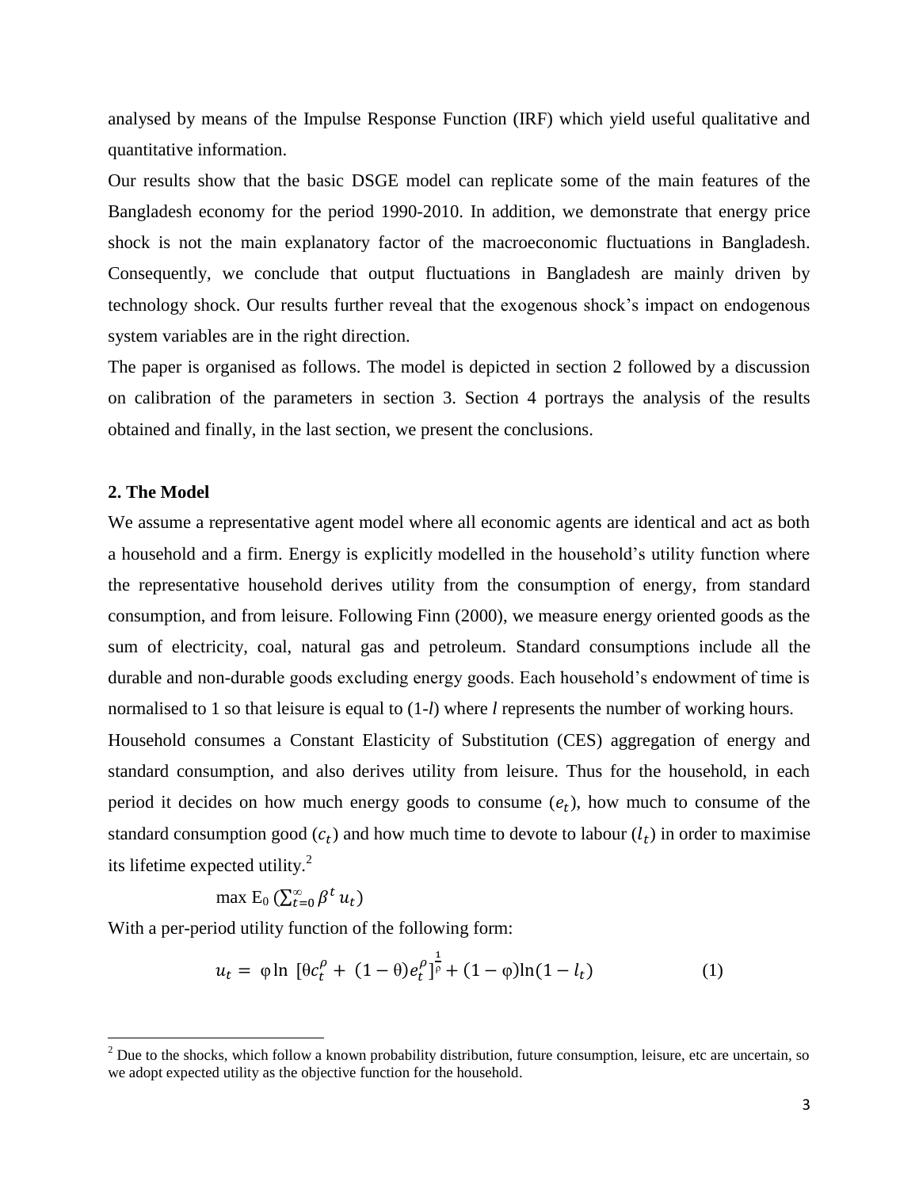analysed by means of the Impulse Response Function (IRF) which yield useful qualitative and quantitative information.

Our results show that the basic DSGE model can replicate some of the main features of the Bangladesh economy for the period 1990-2010. In addition, we demonstrate that energy price shock is not the main explanatory factor of the macroeconomic fluctuations in Bangladesh. Consequently, we conclude that output fluctuations in Bangladesh are mainly driven by technology shock. Our results further reveal that the exogenous shock's impact on endogenous system variables are in the right direction.

The paper is organised as follows. The model is depicted in section 2 followed by a discussion on calibration of the parameters in section 3. Section 4 portrays the analysis of the results obtained and finally, in the last section, we present the conclusions.

## 2. The Model

We assume a representative agent model where all economic agents are identical and act as both a household and a firm. Energy is explicitly modelled in the household's utility function where the representative household derives utility from the consumption of energy, from standard consumption, and from leisure. Following Finn (2000), we measure energy oriented goods as the sum of electricity, coal, natural gas and petroleum. Standard consumptions include all the durable and non-durable goods excluding energy goods. Each household's endowment of time is normalised to 1 so that leisure is equal to (1-*l*) where *l* represents the number of working hours.

Household consumes a Constant Elasticity of Substitution (CES) aggregation of energy and standard consumption, and also derives utility from leisure. Thus for the household, in each period it decides on how much energy goods to consume ($e_t$), how much to consume of the standard consumption good ($c_t$) and how much time to devote to labour ($l_t$) in order to maximise its lifetime expected utility.[2]

$$\max \mathrm{E}_0 \left(\sum_{t=0}^{\infty} \beta^t u_t\right)$$

With a per-period utility function of the following form:

$$u_t = \varphi \ln \left[\theta c_t^{\rho} + (1-\theta) e_t^{\rho}\right]^{\frac{1}{\rho}} + (1-\varphi)\ln(1-l_t) \qquad (1)$$

[2] Due to the shocks, which follow a known probability distribution, future consumption, leisure, etc are uncertain, so we adopt expected utility as the objective function for the household.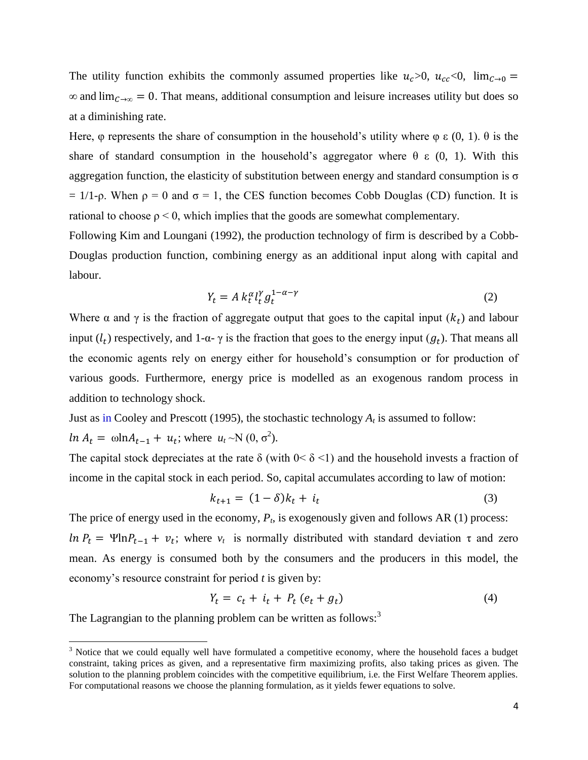The utility function exhibits the commonly assumed properties like $u_c>0$, $u_{cc}<0$, $\lim_{C\to 0} = \infty$ and $\lim_{C\to\infty} = 0$. That means, additional consumption and leisure increases utility but does so at a diminishing rate.

Here, φ represents the share of consumption in the household's utility where φ ε (0, 1). θ is the share of standard consumption in the household's aggregator where θ ε (0, 1). With this aggregation function, the elasticity of substitution between energy and standard consumption is σ = 1/1-ρ. When ρ = 0 and σ = 1, the CES function becomes Cobb Douglas (CD) function. It is rational to choose ρ < 0, which implies that the goods are somewhat complementary.

Following Kim and Loungani (1992), the production technology of firm is described by a Cobb-Douglas production function, combining energy as an additional input along with capital and labour.

$$Y_t = A\, k_t^{\alpha} l_t^{\gamma} g_t^{1-\alpha-\gamma} \tag{2}$$

Where α and γ is the fraction of aggregate output that goes to the capital input ($k_t$) and labour input ($l_t$) respectively, and 1-α- γ is the fraction that goes to the energy input ($g_t$). That means all the economic agents rely on energy either for household's consumption or for production of various goods. Furthermore, energy price is modelled as an exogenous random process in addition to technology shock.

Just as in Cooley and Prescott (1995), the stochastic technology $A_t$ is assumed to follow:

$\ln A_t = \omega \ln A_{t-1} + u_t$; where $u_t \sim N(0, \sigma^2)$.

The capital stock depreciates at the rate δ (with 0< δ <1) and the household invests a fraction of income in the capital stock in each period. So, capital accumulates according to law of motion:

$$k_{t+1} = (1-\delta)k_t + i_t \tag{3}$$

The price of energy used in the economy, $P_t$, is exogenously given and follows AR (1) process:

$\ln P_t = \Psi \ln P_{t-1} + v_t$; where $v_t$ is normally distributed with standard deviation τ and zero mean. As energy is consumed both by the consumers and the producers in this model, the economy's resource constraint for period *t* is given by:

$$Y_t = c_t + i_t + P_t\,(e_t + g_t) \tag{4}$$

The Lagrangian to the planning problem can be written as follows:[3]

[3] Notice that we could equally well have formulated a competitive economy, where the household faces a budget constraint, taking prices as given, and a representative firm maximizing profits, also taking prices as given. The solution to the planning problem coincides with the competitive equilibrium, i.e. the First Welfare Theorem applies. For computational reasons we choose the planning formulation, as it yields fewer equations to solve.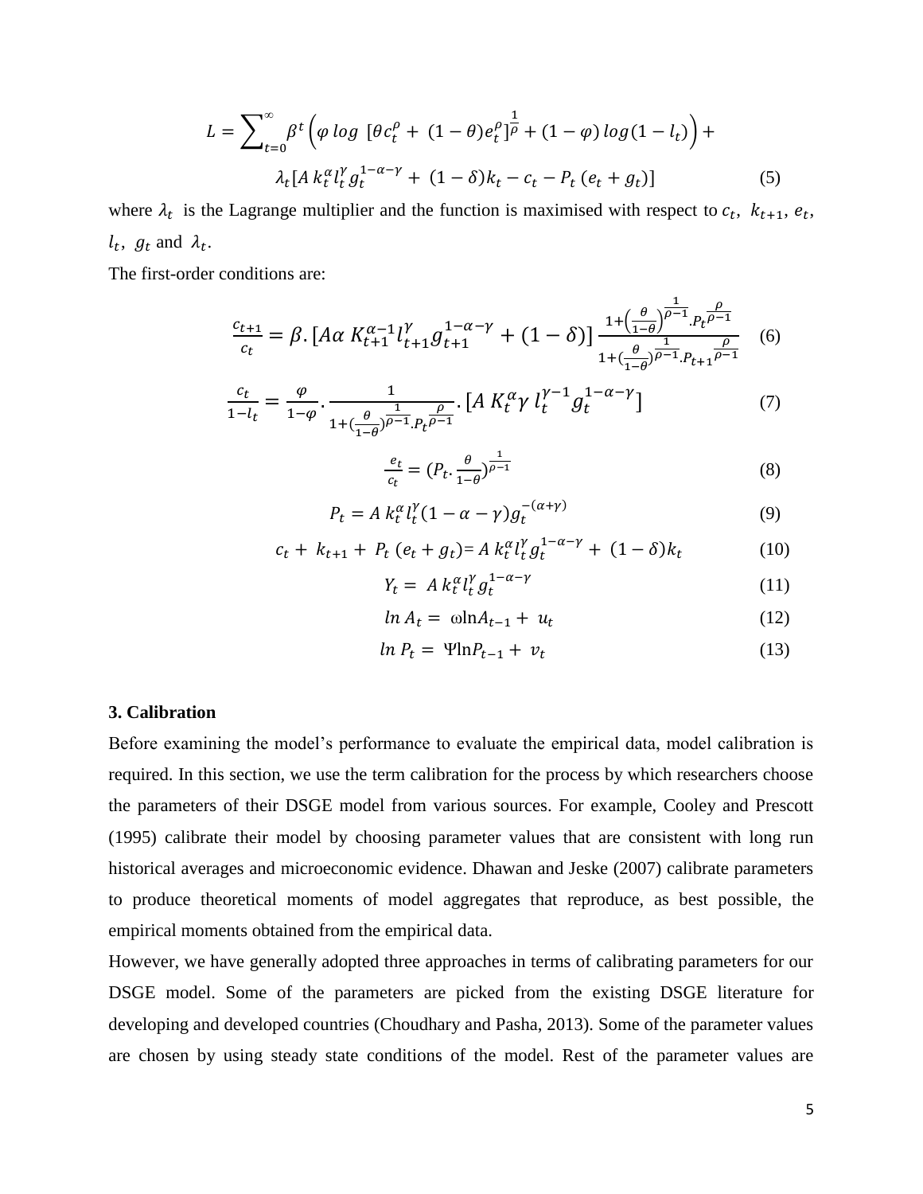$$L = \sum_{t=0}^{\infty} \beta^t \left( \varphi \; log \; [\theta c_t^{\rho} + (1-\theta) e_t^{\rho}]^{\frac{1}{\rho}} + (1-\varphi) \, log(1-l_t) \right) + \lambda_t [A \, k_t^{\alpha} l_t^{\gamma} g_t^{1-\alpha-\gamma} + (1-\delta) k_t - c_t - P_t \, (e_t + g_t)] \tag{5}$$

where $\lambda_t$ is the Lagrange multiplier and the function is maximised with respect to $c_t$, $k_{t+1}$, $e_t$, $l_t$, $g_t$ and $\lambda_t$.

The first-order conditions are:

$$\frac{c_{t+1}}{c_t} = \beta . [A\alpha \, K_{t+1}^{\alpha-1} l_{t+1}^{\gamma} g_{t+1}^{1-\alpha-\gamma} + (1-\delta)] \, \frac{1+\left(\frac{\theta}{1-\theta}\right)^{\frac{1}{\rho-1}} . P_t^{\frac{\rho}{\rho-1}}}{1+(\frac{\theta}{1-\theta})^{\frac{1}{\rho-1}} . P_{t+1}^{\frac{\rho}{\rho-1}}} \tag{6}$$

$$\frac{c_t}{1-l_t} = \frac{\varphi}{1-\varphi} . \frac{1}{1+(\frac{\theta}{1-\theta})^{\frac{1}{\rho-1}} . P_t^{\frac{\rho}{\rho-1}}} . [A \, K_t^{\alpha} \gamma \, l_t^{\gamma-1} g_t^{1-\alpha-\gamma}] \tag{7}$$

$$\frac{e_t}{c_t} = (P_t . \frac{\theta}{1-\theta})^{\frac{1}{\rho-1}} \tag{8}$$

$$P_t = A \, k_t^{\alpha} l_t^{\gamma} (1-\alpha-\gamma) g_t^{-(\alpha+\gamma)} \tag{9}$$

$$c_t + k_{t+1} + P_t \, (e_t + g_t) = A \, k_t^{\alpha} l_t^{\gamma} g_t^{1-\alpha-\gamma} + (1-\delta) k_t \tag{10}$$

$$Y_t = A \, k_t^{\alpha} l_t^{\gamma} g_t^{1-\alpha-\gamma} \tag{11}$$

$$ln \, A_t = \omega \ln A_{t-1} + u_t \tag{12}$$

$$ln \, P_t = \Psi \ln P_{t-1} + v_t \tag{13}$$

### 3. Calibration

Before examining the model's performance to evaluate the empirical data, model calibration is required. In this section, we use the term calibration for the process by which researchers choose the parameters of their DSGE model from various sources. For example, Cooley and Prescott (1995) calibrate their model by choosing parameter values that are consistent with long run historical averages and microeconomic evidence. Dhawan and Jeske (2007) calibrate parameters to produce theoretical moments of model aggregates that reproduce, as best possible, the empirical moments obtained from the empirical data.

However, we have generally adopted three approaches in terms of calibrating parameters for our DSGE model. Some of the parameters are picked from the existing DSGE literature for developing and developed countries (Choudhary and Pasha, 2013). Some of the parameter values are chosen by using steady state conditions of the model. Rest of the parameter values are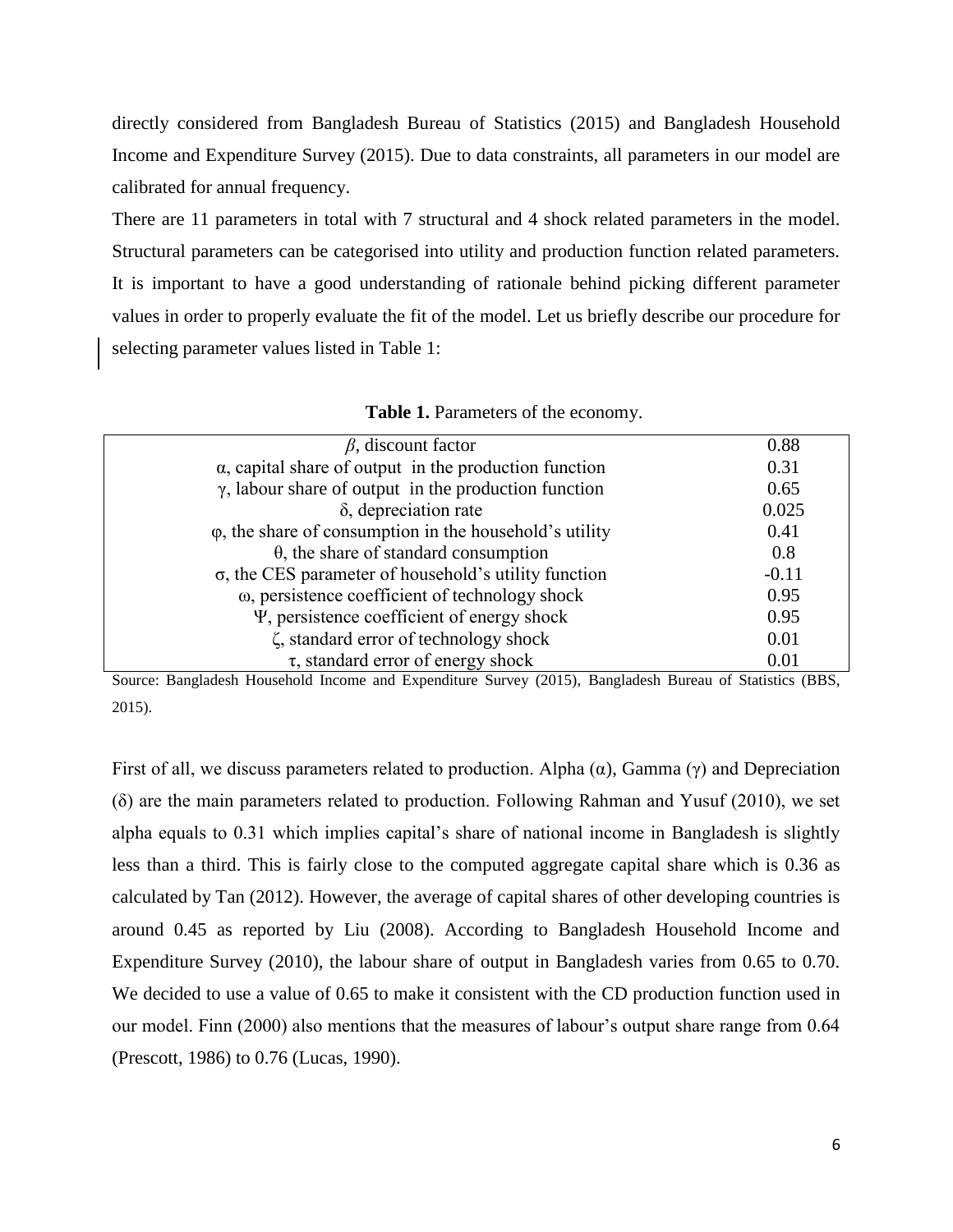directly considered from Bangladesh Bureau of Statistics (2015) and Bangladesh Household Income and Expenditure Survey (2015). Due to data constraints, all parameters in our model are calibrated for annual frequency.

There are 11 parameters in total with 7 structural and 4 shock related parameters in the model. Structural parameters can be categorised into utility and production function related parameters. It is important to have a good understanding of rationale behind picking different parameter values in order to properly evaluate the fit of the model. Let us briefly describe our procedure for selecting parameter values listed in Table 1:

**Table 1.** Parameters of the economy.

| Parameter | Value |
|---|---|
| $\beta$, discount factor | 0.88 |
| $\alpha$, capital share of output in the production function | 0.31 |
| $\gamma$, labour share of output in the production function | 0.65 |
| $\delta$, depreciation rate | 0.025 |
| $\varphi$, the share of consumption in the household's utility | 0.41 |
| $\theta$, the share of standard consumption | 0.8 |
| $\sigma$, the CES parameter of household's utility function | -0.11 |
| $\omega$, persistence coefficient of technology shock | 0.95 |
| $\Psi$, persistence coefficient of energy shock | 0.95 |
| $\zeta$, standard error of technology shock | 0.01 |
| $\tau$, standard error of energy shock | 0.01 |

Source: Bangladesh Household Income and Expenditure Survey (2015), Bangladesh Bureau of Statistics (BBS, 2015).

First of all, we discuss parameters related to production. Alpha ($\alpha$), Gamma ($\gamma$) and Depreciation ($\delta$) are the main parameters related to production. Following Rahman and Yusuf (2010), we set alpha equals to 0.31 which implies capital's share of national income in Bangladesh is slightly less than a third. This is fairly close to the computed aggregate capital share which is 0.36 as calculated by Tan (2012). However, the average of capital shares of other developing countries is around 0.45 as reported by Liu (2008). According to Bangladesh Household Income and Expenditure Survey (2010), the labour share of output in Bangladesh varies from 0.65 to 0.70. We decided to use a value of 0.65 to make it consistent with the CD production function used in our model. Finn (2000) also mentions that the measures of labour's output share range from 0.64 (Prescott, 1986) to 0.76 (Lucas, 1990).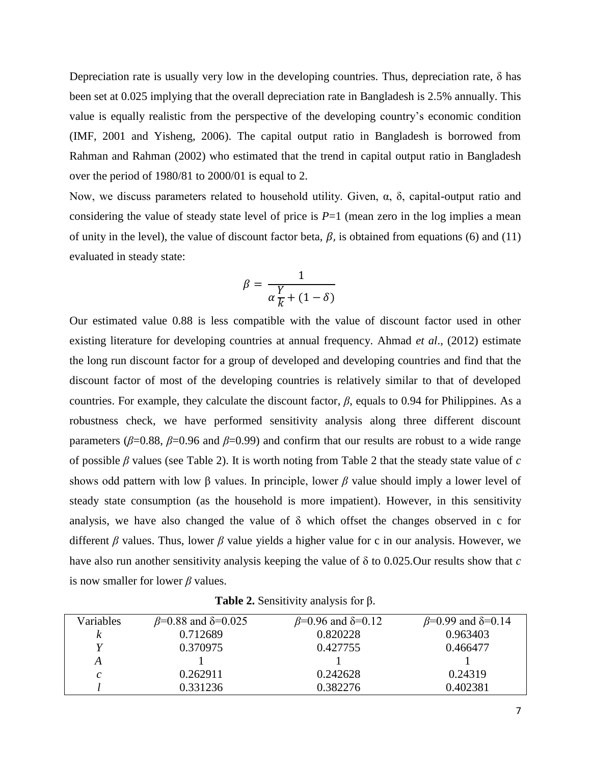Depreciation rate is usually very low in the developing countries. Thus, depreciation rate, δ has been set at 0.025 implying that the overall depreciation rate in Bangladesh is 2.5% annually. This value is equally realistic from the perspective of the developing country's economic condition (IMF, 2001 and Yisheng, 2006). The capital output ratio in Bangladesh is borrowed from Rahman and Rahman (2002) who estimated that the trend in capital output ratio in Bangladesh over the period of 1980/81 to 2000/01 is equal to 2.

Now, we discuss parameters related to household utility. Given, α, δ, capital-output ratio and considering the value of steady state level of price is $P$=1 (mean zero in the log implies a mean of unity in the level), the value of discount factor beta, $\beta$, is obtained from equations (6) and (11) evaluated in steady state:

$$\beta = \frac{1}{\alpha \frac{Y}{k} + (1 - \delta)}$$

Our estimated value 0.88 is less compatible with the value of discount factor used in other existing literature for developing countries at annual frequency. Ahmad *et al*., (2012) estimate the long run discount factor for a group of developed and developing countries and find that the discount factor of most of the developing countries is relatively similar to that of developed countries. For example, they calculate the discount factor, $\beta$, equals to 0.94 for Philippines. As a robustness check, we have performed sensitivity analysis along three different discount parameters ($\beta$=0.88, $\beta$=0.96 and $\beta$=0.99) and confirm that our results are robust to a wide range of possible $\beta$ values (see Table 2). It is worth noting from Table 2 that the steady state value of $c$ shows odd pattern with low β values. In principle, lower $\beta$ value should imply a lower level of steady state consumption (as the household is more impatient). However, in this sensitivity analysis, we have also changed the value of δ which offset the changes observed in c for different $\beta$ values. Thus, lower $\beta$ value yields a higher value for c in our analysis. However, we have also run another sensitivity analysis keeping the value of δ to 0.025.Our results show that $c$ is now smaller for lower $\beta$ values.

**Table 2.** Sensitivity analysis for β.

| Variables | $\beta$=0.88 and δ=0.025 | $\beta$=0.96 and δ=0.12 | $\beta$=0.99 and δ=0.14 |
|---|---|---|---|
| $k$ | 0.712689 | 0.820228 | 0.963403 |
| $Y$ | 0.370975 | 0.427755 | 0.466477 |
| $A$ | 1 | 1 | 1 |
| $c$ | 0.262911 | 0.242628 | 0.24319 |
| $l$ | 0.331236 | 0.382276 | 0.402381 |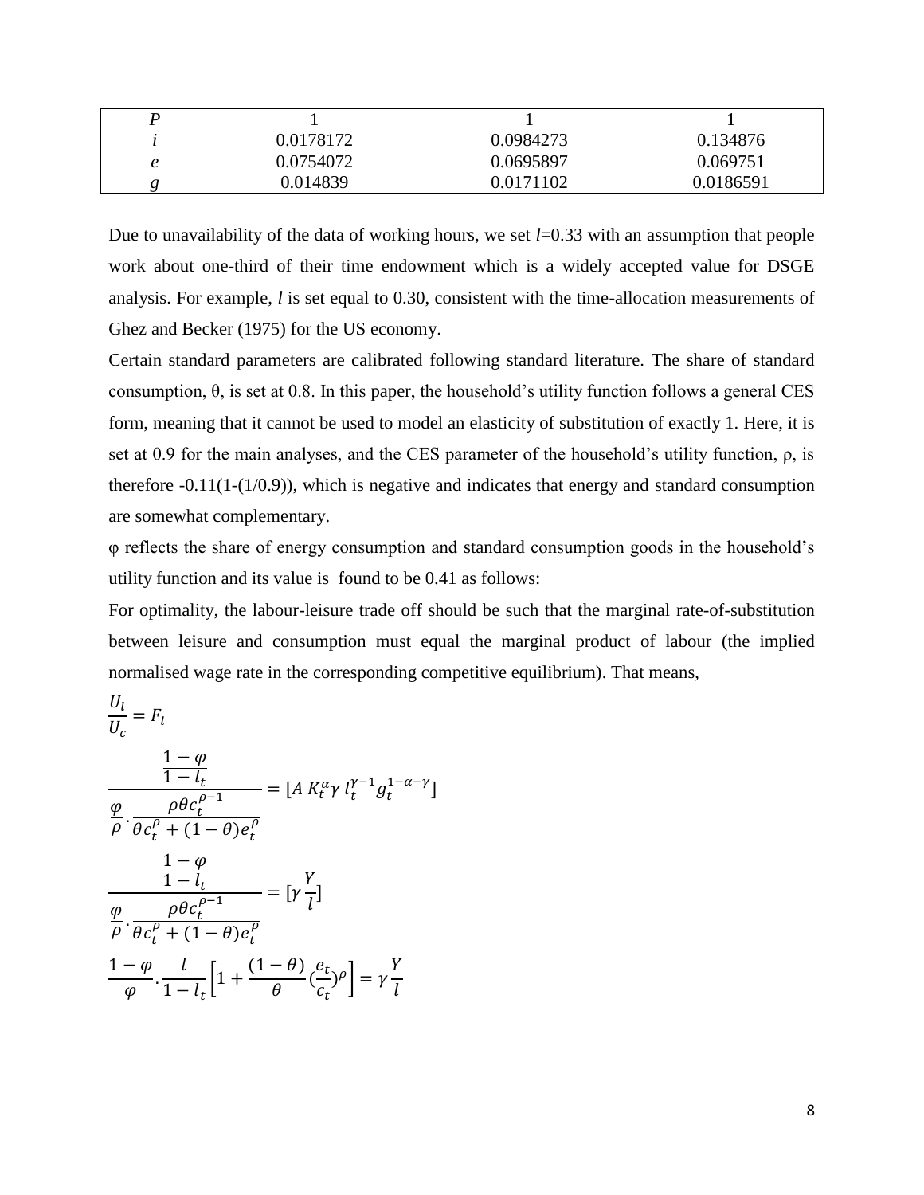| $P$ | 1 | 1 | 1 |
|---|---|---|---|
| $i$ | 0.0178172 | 0.0984273 | 0.134876 |
| $e$ | 0.0754072 | 0.0695897 | 0.069751 |
| $g$ | 0.014839 | 0.0171102 | 0.0186591 |

Due to unavailability of the data of working hours, we set $l$=0.33 with an assumption that people work about one-third of their time endowment which is a widely accepted value for DSGE analysis. For example, $l$ is set equal to 0.30, consistent with the time-allocation measurements of Ghez and Becker (1975) for the US economy.

Certain standard parameters are calibrated following standard literature. The share of standard consumption, θ, is set at 0.8. In this paper, the household's utility function follows a general CES form, meaning that it cannot be used to model an elasticity of substitution of exactly 1. Here, it is set at 0.9 for the main analyses, and the CES parameter of the household's utility function, ρ, is therefore -0.11(1-(1/0.9)), which is negative and indicates that energy and standard consumption are somewhat complementary.

φ reflects the share of energy consumption and standard consumption goods in the household's utility function and its value is found to be 0.41 as follows:

For optimality, the labour-leisure trade off should be such that the marginal rate-of-substitution between leisure and consumption must equal the marginal product of labour (the implied normalised wage rate in the corresponding competitive equilibrium). That means,

$$\frac{U_l}{U_c} = F_l$$

$$\frac{\frac{1-\varphi}{1-l_t}}{\frac{\varphi}{\rho}\cdot\frac{\rho\theta c_t^{\rho-1}}{\theta c_t^{\rho}+(1-\theta)e_t^{\rho}}} = [A\, K_t^{\alpha}\gamma\; l_t^{\gamma-1} g_t^{1-\alpha-\gamma}]$$

$$\frac{\frac{1-\varphi}{1-l_t}}{\frac{\varphi}{\rho}\cdot\frac{\rho\theta c_t^{\rho-1}}{\theta c_t^{\rho}+(1-\theta)e_t^{\rho}}} = [\gamma\frac{Y}{l}]$$

$$\frac{1-\varphi}{\varphi}\cdot\frac{l}{1-l_t}\left[1+\frac{(1-\theta)}{\theta}(\frac{e_t}{c_t})^{\rho}\right] = \gamma\frac{Y}{l}$$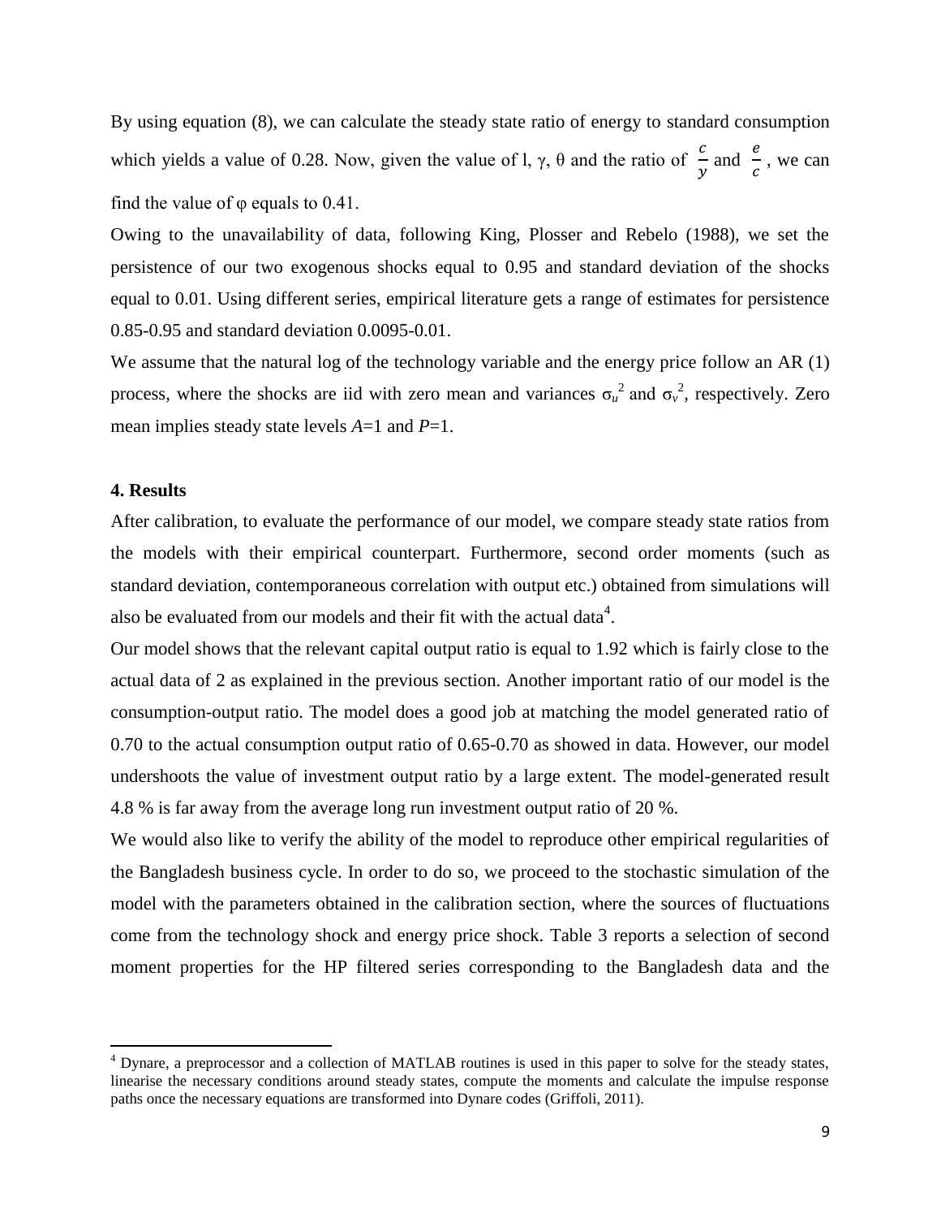By using equation (8), we can calculate the steady state ratio of energy to standard consumption which yields a value of 0.28. Now, given the value of l, γ, θ and the ratio of $\frac{c}{y}$ and $\frac{e}{c}$, we can find the value of φ equals to 0.41.

Owing to the unavailability of data, following King, Plosser and Rebelo (1988), we set the persistence of our two exogenous shocks equal to 0.95 and standard deviation of the shocks equal to 0.01. Using different series, empirical literature gets a range of estimates for persistence 0.85-0.95 and standard deviation 0.0095-0.01.

We assume that the natural log of the technology variable and the energy price follow an AR (1) process, where the shocks are iid with zero mean and variances $\sigma_u^2$ and $\sigma_v^2$, respectively. Zero mean implies steady state levels *A*=1 and *P*=1.

**4. Results**

After calibration, to evaluate the performance of our model, we compare steady state ratios from the models with their empirical counterpart. Furthermore, second order moments (such as standard deviation, contemporaneous correlation with output etc.) obtained from simulations will also be evaluated from our models and their fit with the actual data[4].

Our model shows that the relevant capital output ratio is equal to 1.92 which is fairly close to the actual data of 2 as explained in the previous section. Another important ratio of our model is the consumption-output ratio. The model does a good job at matching the model generated ratio of 0.70 to the actual consumption output ratio of 0.65-0.70 as showed in data. However, our model undershoots the value of investment output ratio by a large extent. The model-generated result 4.8 % is far away from the average long run investment output ratio of 20 %.

We would also like to verify the ability of the model to reproduce other empirical regularities of the Bangladesh business cycle. In order to do so, we proceed to the stochastic simulation of the model with the parameters obtained in the calibration section, where the sources of fluctuations come from the technology shock and energy price shock. Table 3 reports a selection of second moment properties for the HP filtered series corresponding to the Bangladesh data and the

[4] Dynare, a preprocessor and a collection of MATLAB routines is used in this paper to solve for the steady states, linearise the necessary conditions around steady states, compute the moments and calculate the impulse response paths once the necessary equations are transformed into Dynare codes (Griffoli, 2011).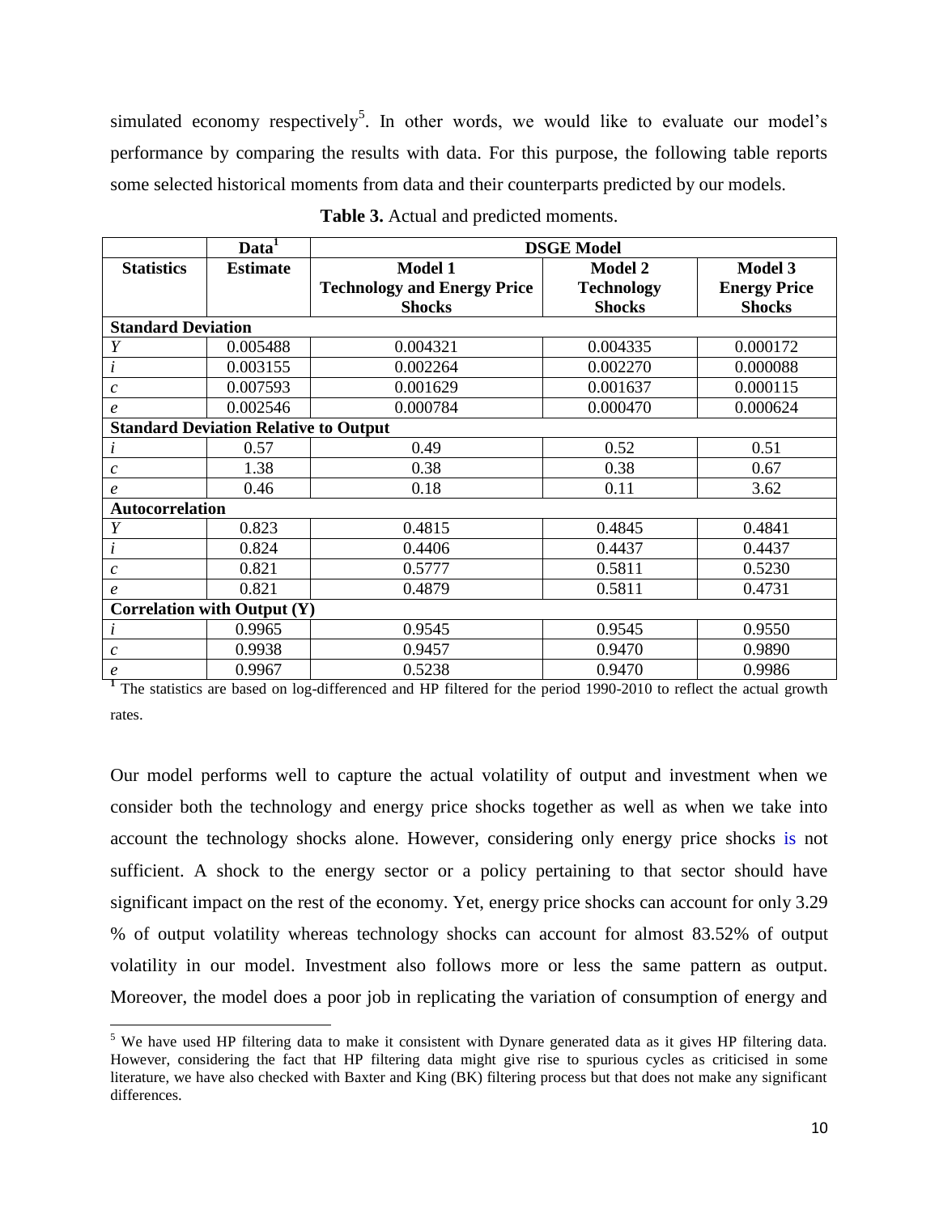simulated economy respectively[5]. In other words, we would like to evaluate our model's performance by comparing the results with data. For this purpose, the following table reports some selected historical moments from data and their counterparts predicted by our models.

**Table 3.** Actual and predicted moments.

| | Data[1] | DSGE Model | | |
|---|---|---|---|---|
| **Statistics** | **Estimate** | **Model 1 Technology and Energy Price Shocks** | **Model 2 Technology Shocks** | **Model 3 Energy Price Shocks** |
| **Standard Deviation** | | | | |
| $Y$ | 0.005488 | 0.004321 | 0.004335 | 0.000172 |
| $i$ | 0.003155 | 0.002264 | 0.002270 | 0.000088 |
| $c$ | 0.007593 | 0.001629 | 0.001637 | 0.000115 |
| $e$ | 0.002546 | 0.000784 | 0.000470 | 0.000624 |
| **Standard Deviation Relative to Output** | | | | |
| $i$ | 0.57 | 0.49 | 0.52 | 0.51 |
| $c$ | 1.38 | 0.38 | 0.38 | 0.67 |
| $e$ | 0.46 | 0.18 | 0.11 | 3.62 |
| **Autocorrelation** | | | | |
| $Y$ | 0.823 | 0.4815 | 0.4845 | 0.4841 |
| $i$ | 0.824 | 0.4406 | 0.4437 | 0.4437 |
| $c$ | 0.821 | 0.5777 | 0.5811 | 0.5230 |
| $e$ | 0.821 | 0.4879 | 0.5811 | 0.4731 |
| **Correlation with Output (Y)** | | | | |
| $i$ | 0.9965 | 0.9545 | 0.9545 | 0.9550 |
| $c$ | 0.9938 | 0.9457 | 0.9470 | 0.9890 |
| $e$ | 0.9967 | 0.5238 | 0.9470 | 0.9986 |

[1] The statistics are based on log-differenced and HP filtered for the period 1990-2010 to reflect the actual growth rates.

Our model performs well to capture the actual volatility of output and investment when we consider both the technology and energy price shocks together as well as when we take into account the technology shocks alone. However, considering only energy price shocks is not sufficient. A shock to the energy sector or a policy pertaining to that sector should have significant impact on the rest of the economy. Yet, energy price shocks can account for only 3.29 % of output volatility whereas technology shocks can account for almost 83.52% of output volatility in our model. Investment also follows more or less the same pattern as output. Moreover, the model does a poor job in replicating the variation of consumption of energy and

[5] We have used HP filtering data to make it consistent with Dynare generated data as it gives HP filtering data. However, considering the fact that HP filtering data might give rise to spurious cycles as criticised in some literature, we have also checked with Baxter and King (BK) filtering process but that does not make any significant differences.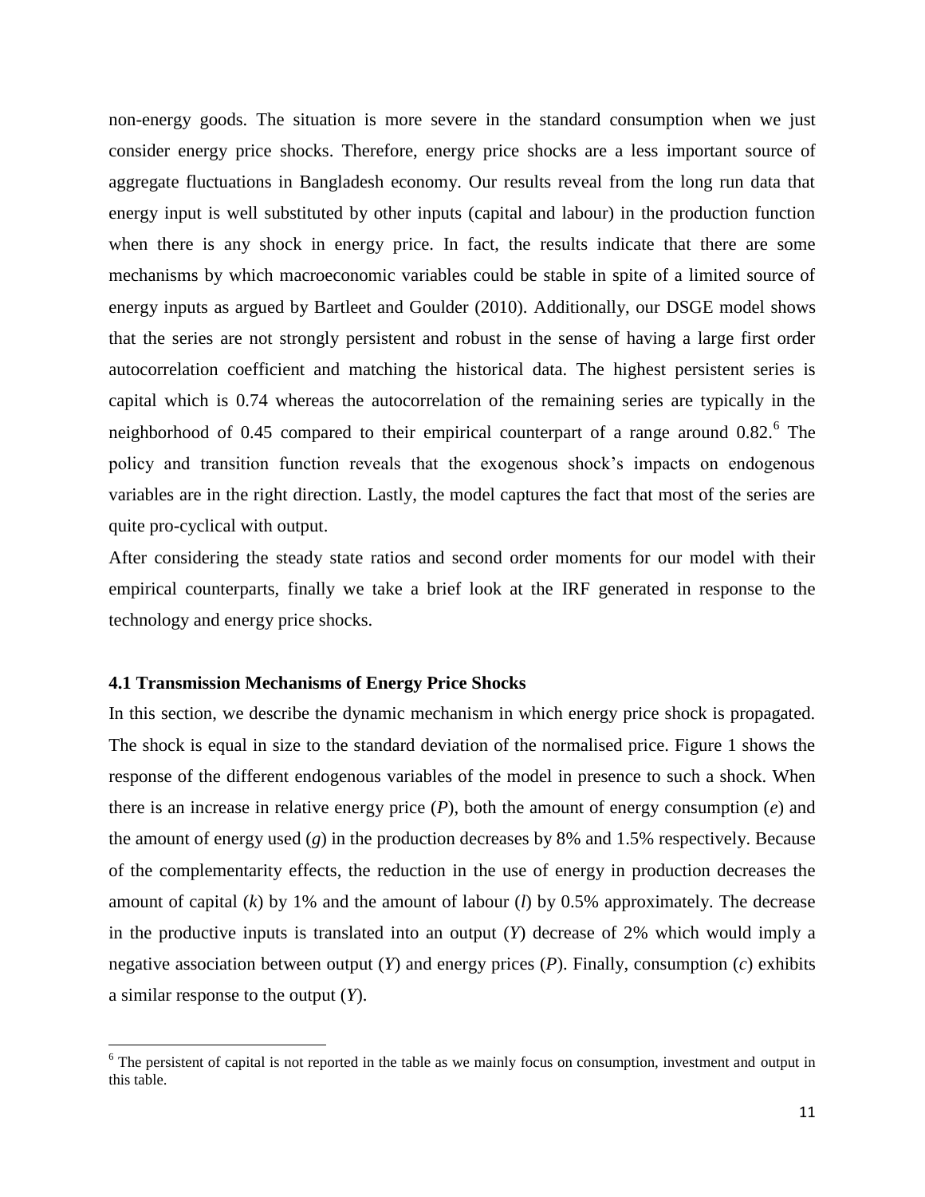non-energy goods. The situation is more severe in the standard consumption when we just consider energy price shocks. Therefore, energy price shocks are a less important source of aggregate fluctuations in Bangladesh economy. Our results reveal from the long run data that energy input is well substituted by other inputs (capital and labour) in the production function when there is any shock in energy price. In fact, the results indicate that there are some mechanisms by which macroeconomic variables could be stable in spite of a limited source of energy inputs as argued by Bartleet and Goulder (2010). Additionally, our DSGE model shows that the series are not strongly persistent and robust in the sense of having a large first order autocorrelation coefficient and matching the historical data. The highest persistent series is capital which is 0.74 whereas the autocorrelation of the remaining series are typically in the neighborhood of 0.45 compared to their empirical counterpart of a range around 0.82.[6] The policy and transition function reveals that the exogenous shock's impacts on endogenous variables are in the right direction. Lastly, the model captures the fact that most of the series are quite pro-cyclical with output.

After considering the steady state ratios and second order moments for our model with their empirical counterparts, finally we take a brief look at the IRF generated in response to the technology and energy price shocks.

### 4.1 Transmission Mechanisms of Energy Price Shocks

In this section, we describe the dynamic mechanism in which energy price shock is propagated. The shock is equal in size to the standard deviation of the normalised price. Figure 1 shows the response of the different endogenous variables of the model in presence to such a shock. When there is an increase in relative energy price ($P$), both the amount of energy consumption ($e$) and the amount of energy used ($g$) in the production decreases by 8% and 1.5% respectively. Because of the complementarity effects, the reduction in the use of energy in production decreases the amount of capital ($k$) by 1% and the amount of labour ($l$) by 0.5% approximately. The decrease in the productive inputs is translated into an output ($Y$) decrease of 2% which would imply a negative association between output ($Y$) and energy prices ($P$). Finally, consumption ($c$) exhibits a similar response to the output ($Y$).

---

[6] The persistent of capital is not reported in the table as we mainly focus on consumption, investment and output in this table.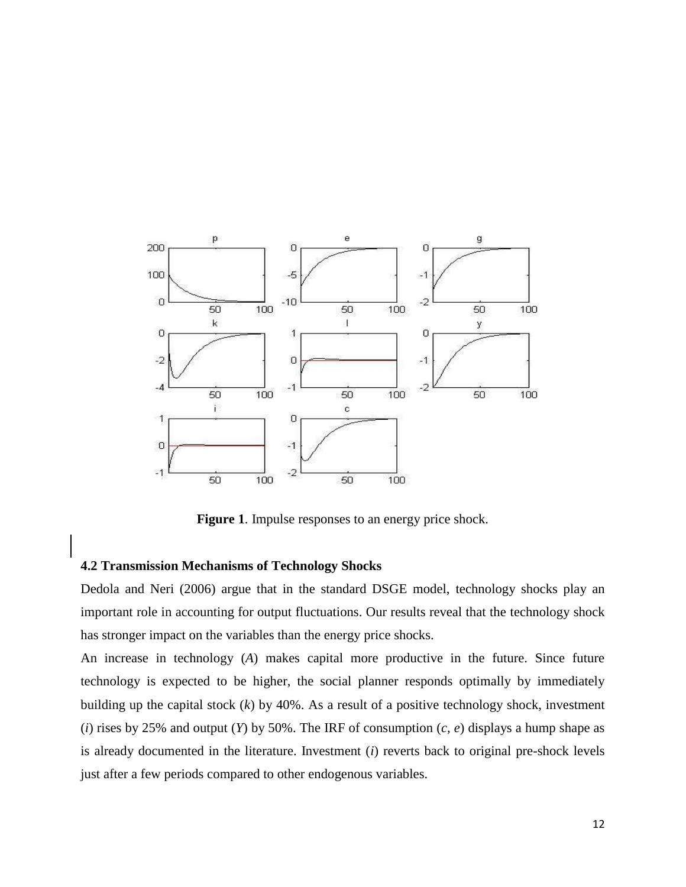**Figure 1**. Impulse responses to an energy price shock.

### 4.2 Transmission Mechanisms of Technology Shocks

Dedola and Neri (2006) argue that in the standard DSGE model, technology shocks play an important role in accounting for output fluctuations. Our results reveal that the technology shock has stronger impact on the variables than the energy price shocks.

An increase in technology ($A$) makes capital more productive in the future. Since future technology is expected to be higher, the social planner responds optimally by immediately building up the capital stock ($k$) by 40%. As a result of a positive technology shock, investment ($i$) rises by 25% and output ($Y$) by 50%. The IRF of consumption ($c$, $e$) displays a hump shape as is already documented in the literature. Investment ($i$) reverts back to original pre-shock levels just after a few periods compared to other endogenous variables.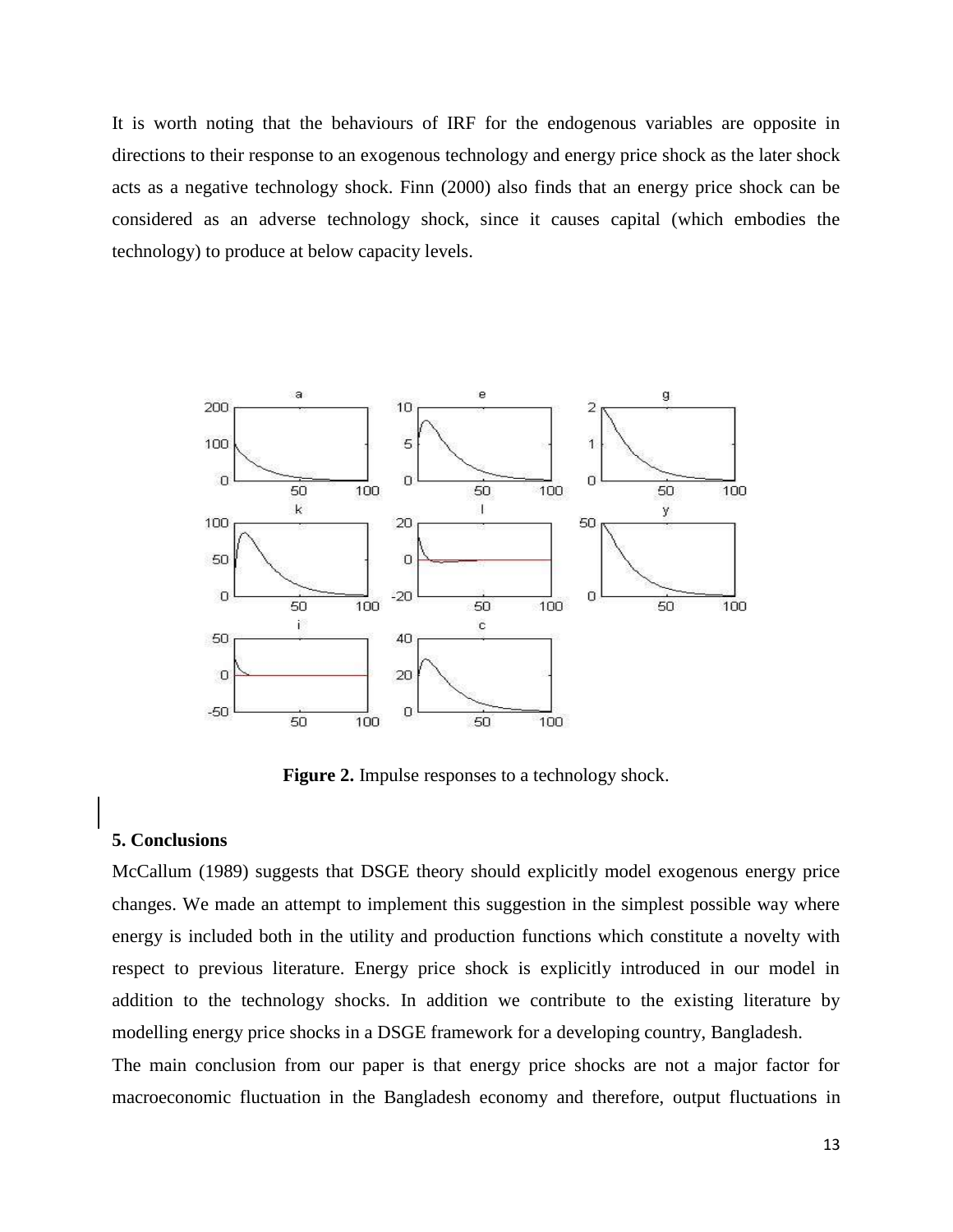It is worth noting that the behaviours of IRF for the endogenous variables are opposite in directions to their response to an exogenous technology and energy price shock as the later shock acts as a negative technology shock. Finn (2000) also finds that an energy price shock can be considered as an adverse technology shock, since it causes capital (which embodies the technology) to produce at below capacity levels.

**Figure 2.** Impulse responses to a technology shock.

### 5. Conclusions

McCallum (1989) suggests that DSGE theory should explicitly model exogenous energy price changes. We made an attempt to implement this suggestion in the simplest possible way where energy is included both in the utility and production functions which constitute a novelty with respect to previous literature. Energy price shock is explicitly introduced in our model in addition to the technology shocks. In addition we contribute to the existing literature by modelling energy price shocks in a DSGE framework for a developing country, Bangladesh.

The main conclusion from our paper is that energy price shocks are not a major factor for macroeconomic fluctuation in the Bangladesh economy and therefore, output fluctuations in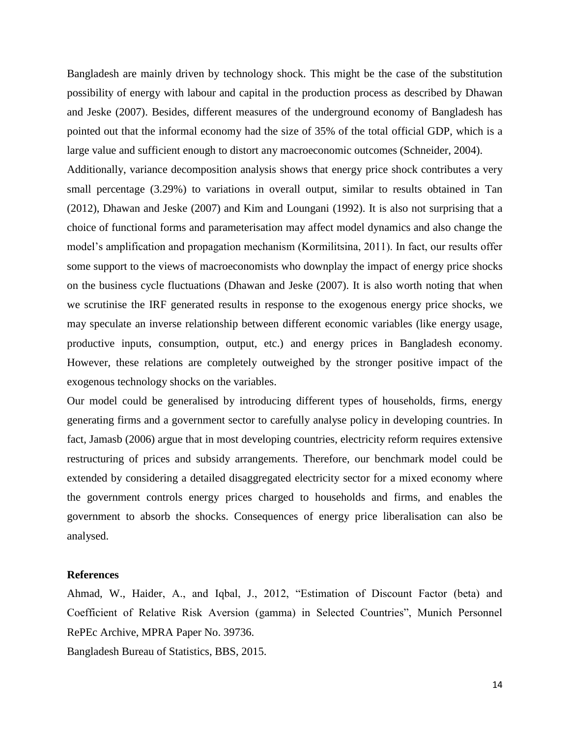Bangladesh are mainly driven by technology shock. This might be the case of the substitution possibility of energy with labour and capital in the production process as described by Dhawan and Jeske (2007). Besides, different measures of the underground economy of Bangladesh has pointed out that the informal economy had the size of 35% of the total official GDP, which is a large value and sufficient enough to distort any macroeconomic outcomes (Schneider, 2004).

Additionally, variance decomposition analysis shows that energy price shock contributes a very small percentage (3.29%) to variations in overall output, similar to results obtained in Tan (2012), Dhawan and Jeske (2007) and Kim and Loungani (1992). It is also not surprising that a choice of functional forms and parameterisation may affect model dynamics and also change the model's amplification and propagation mechanism (Kormilitsina, 2011). In fact, our results offer some support to the views of macroeconomists who downplay the impact of energy price shocks on the business cycle fluctuations (Dhawan and Jeske (2007). It is also worth noting that when we scrutinise the IRF generated results in response to the exogenous energy price shocks, we may speculate an inverse relationship between different economic variables (like energy usage, productive inputs, consumption, output, etc.) and energy prices in Bangladesh economy. However, these relations are completely outweighed by the stronger positive impact of the exogenous technology shocks on the variables.

Our model could be generalised by introducing different types of households, firms, energy generating firms and a government sector to carefully analyse policy in developing countries. In fact, Jamasb (2006) argue that in most developing countries, electricity reform requires extensive restructuring of prices and subsidy arrangements. Therefore, our benchmark model could be extended by considering a detailed disaggregated electricity sector for a mixed economy where the government controls energy prices charged to households and firms, and enables the government to absorb the shocks. Consequences of energy price liberalisation can also be analysed.

**References**

Ahmad, W., Haider, A., and Iqbal, J., 2012, "Estimation of Discount Factor (beta) and Coefficient of Relative Risk Aversion (gamma) in Selected Countries", Munich Personnel RePEc Archive, MPRA Paper No. 39736.

Bangladesh Bureau of Statistics, BBS, 2015.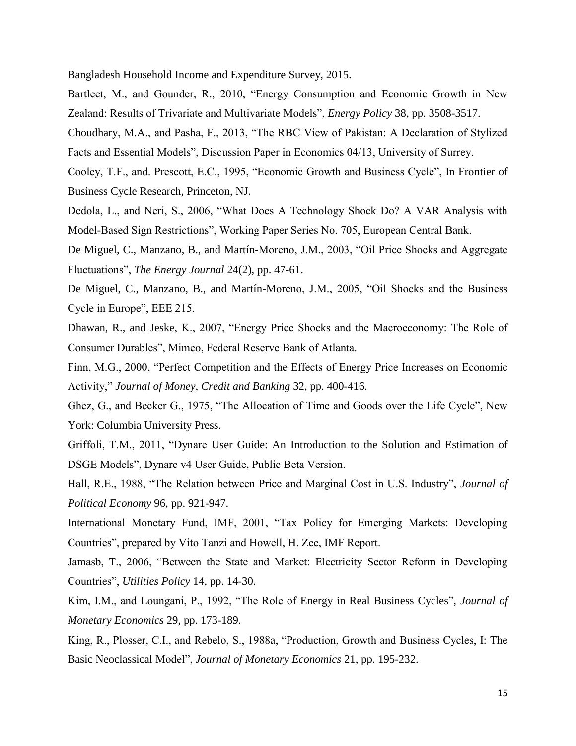Bangladesh Household Income and Expenditure Survey, 2015.

Bartleet, M., and Gounder, R., 2010, "Energy Consumption and Economic Growth in New Zealand: Results of Trivariate and Multivariate Models", *Energy Policy* 38, pp. 3508-3517.

Choudhary, M.A., and Pasha, F., 2013, "The RBC View of Pakistan: A Declaration of Stylized Facts and Essential Models", Discussion Paper in Economics 04/13, University of Surrey.

Cooley, T.F., and. Prescott, E.C., 1995, "Economic Growth and Business Cycle", In Frontier of Business Cycle Research, Princeton, NJ.

Dedola, L., and Neri, S., 2006, "What Does A Technology Shock Do? A VAR Analysis with Model-Based Sign Restrictions", Working Paper Series No. 705, European Central Bank.

De Miguel, C., Manzano, B., and Martín-Moreno, J.M., 2003, "Oil Price Shocks and Aggregate Fluctuations", *The Energy Journal* 24(2), pp. 47-61.

De Miguel, C., Manzano, B., and Martín-Moreno, J.M., 2005, "Oil Shocks and the Business Cycle in Europe", EEE 215.

Dhawan, R., and Jeske, K., 2007, "Energy Price Shocks and the Macroeconomy: The Role of Consumer Durables", Mimeo, Federal Reserve Bank of Atlanta.

Finn, M.G., 2000, "Perfect Competition and the Effects of Energy Price Increases on Economic Activity," *Journal of Money, Credit and Banking* 32, pp. 400-416.

Ghez, G., and Becker G., 1975, "The Allocation of Time and Goods over the Life Cycle", New York: Columbia University Press.

Griffoli, T.M., 2011, "Dynare User Guide: An Introduction to the Solution and Estimation of DSGE Models", Dynare v4 User Guide, Public Beta Version.

Hall, R.E., 1988, "The Relation between Price and Marginal Cost in U.S. Industry", *Journal of Political Economy* 96, pp. 921-947.

International Monetary Fund, IMF, 2001, "Tax Policy for Emerging Markets: Developing Countries", prepared by Vito Tanzi and Howell, H. Zee, IMF Report.

Jamasb, T., 2006, "Between the State and Market: Electricity Sector Reform in Developing Countries", *Utilities Policy* 14, pp. 14-30.

Kim, I.M., and Loungani, P., 1992, "The Role of Energy in Real Business Cycles", *Journal of Monetary Economics* 29, pp. 173-189.

King, R., Plosser, C.I., and Rebelo, S., 1988a, "Production, Growth and Business Cycles, I: The Basic Neoclassical Model", *Journal of Monetary Economics* 21, pp. 195-232.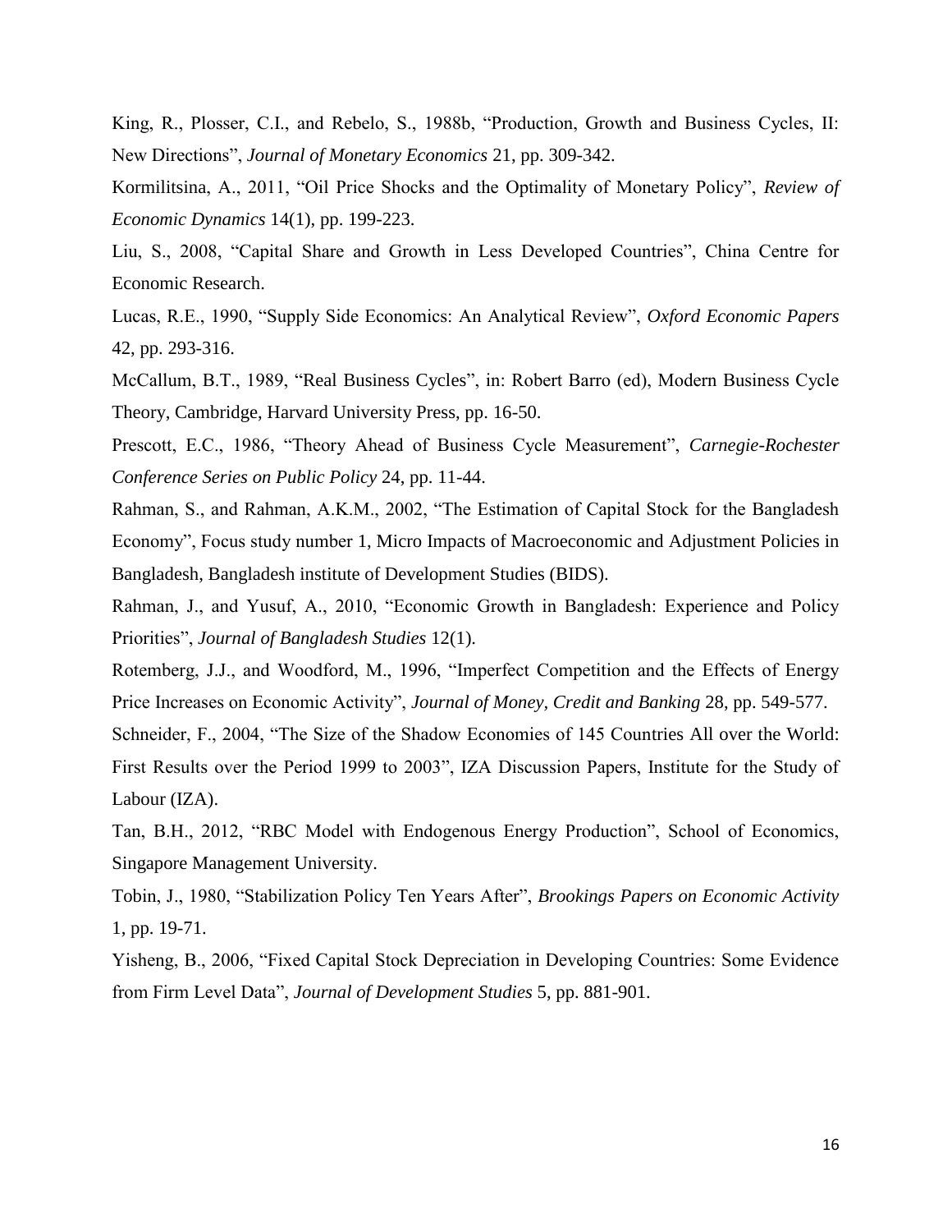King, R., Plosser, C.I., and Rebelo, S., 1988b, "Production, Growth and Business Cycles, II: New Directions", *Journal of Monetary Economics* 21, pp. 309-342.

Kormilitsina, A., 2011, "Oil Price Shocks and the Optimality of Monetary Policy", *Review of Economic Dynamics* 14(1), pp. 199-223.

Liu, S., 2008, "Capital Share and Growth in Less Developed Countries", China Centre for Economic Research.

Lucas, R.E., 1990, "Supply Side Economics: An Analytical Review", *Oxford Economic Papers* 42, pp. 293-316.

McCallum, B.T., 1989, "Real Business Cycles", in: Robert Barro (ed), Modern Business Cycle Theory, Cambridge, Harvard University Press, pp. 16-50.

Prescott, E.C., 1986, "Theory Ahead of Business Cycle Measurement", *Carnegie-Rochester Conference Series on Public Policy* 24, pp. 11-44.

Rahman, S., and Rahman, A.K.M., 2002, "The Estimation of Capital Stock for the Bangladesh Economy", Focus study number 1, Micro Impacts of Macroeconomic and Adjustment Policies in Bangladesh, Bangladesh institute of Development Studies (BIDS).

Rahman, J., and Yusuf, A., 2010, "Economic Growth in Bangladesh: Experience and Policy Priorities", *Journal of Bangladesh Studies* 12(1).

Rotemberg, J.J., and Woodford, M., 1996, "Imperfect Competition and the Effects of Energy Price Increases on Economic Activity", *Journal of Money, Credit and Banking* 28, pp. 549-577.

Schneider, F., 2004, "The Size of the Shadow Economies of 145 Countries All over the World: First Results over the Period 1999 to 2003", IZA Discussion Papers, Institute for the Study of Labour (IZA).

Tan, B.H., 2012, "RBC Model with Endogenous Energy Production", School of Economics, Singapore Management University.

Tobin, J., 1980, "Stabilization Policy Ten Years After", *Brookings Papers on Economic Activity* 1, pp. 19-71.

Yisheng, B., 2006, "Fixed Capital Stock Depreciation in Developing Countries: Some Evidence from Firm Level Data", *Journal of Development Studies* 5, pp. 881-901.